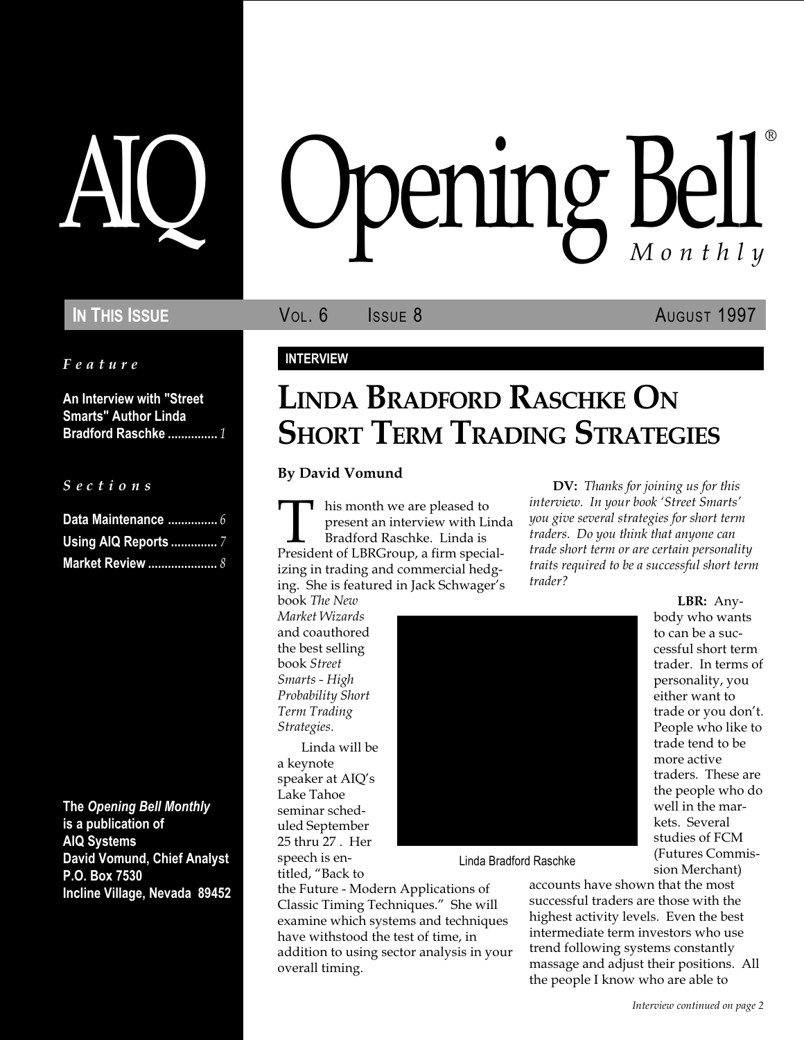# AIQ Opening Bell® Monthly

**IN THIS ISSUE** VOL. 6 ISSUE 8 AUGUST 1997

*Feature*

**An Interview with "Street Smarts" Author Linda Bradford Raschke** ............... *1*

*Sections*

**Data Maintenance** ............... *6*
**Using AIQ Reports** .............. *7*
**Market Review** ..................... *8*

**The *Opening Bell Monthly* is a publication of AIQ Systems**
**David Vomund, Chief Analyst**
**P.O. Box 7530**
**Incline Village, Nevada 89452**

**INTERVIEW**

## LINDA BRADFORD RASCHKE ON SHORT TERM TRADING STRATEGIES

**By David Vomund**

This month we are pleased to present an interview with Linda Bradford Raschke. Linda is President of LBRGroup, a firm specializing in trading and commercial hedging. She is featured in Jack Schwager's book *The New Market Wizards* and coauthored the best selling book *Street Smarts - High Probability Short Term Trading Strategies*.

Linda will be a keynote speaker at AIQ's Lake Tahoe seminar scheduled September 25 thru 27 . Her speech is entitled, "Back to the Future - Modern Applications of Classic Timing Techniques." She will examine which systems and techniques have withstood the test of time, in addition to using sector analysis in your overall timing.

Linda Bradford Raschke

**DV:** *Thanks for joining us for this interview. In your book 'Street Smarts' you give several strategies for short term traders. Do you think that anyone can trade short term or are certain personality traits required to be a successful short term trader?*

**LBR:** Anybody who wants to can be a successful short term trader. In terms of personality, you either want to trade or you don't. People who like to trade tend to be more active traders. These are the people who do well in the markets. Several studies of FCM (Futures Commission Merchant) accounts have shown that the most successful traders are those with the highest activity levels. Even the best intermediate term investors who use trend following systems constantly massage and adjust their positions. All the people I know who are able to

*Interview continued on page 2*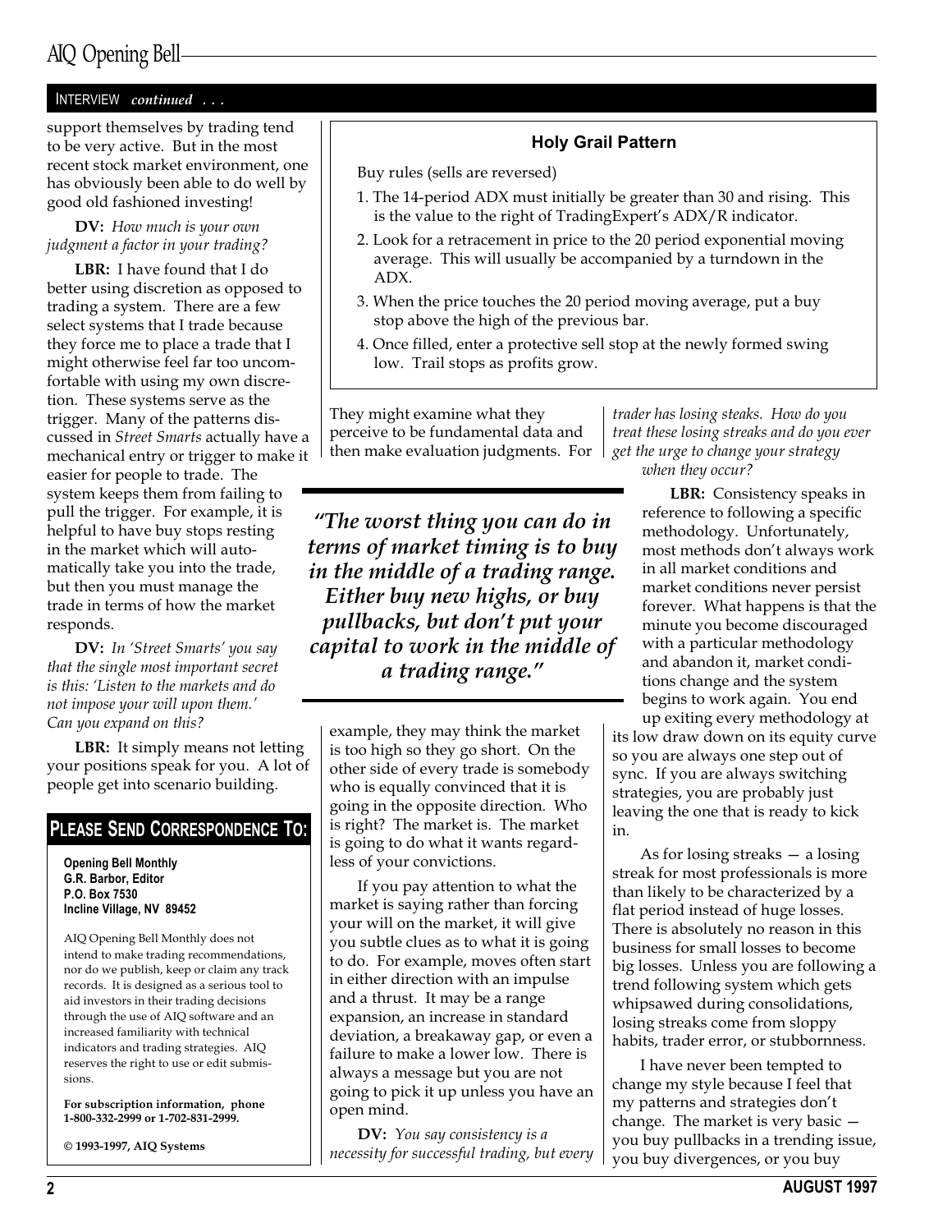INTERVIEW *continued . . .*

support themselves by trading tend to be very active. But in the most recent stock market environment, one has obviously been able to do well by good old fashioned investing!

**DV:** *How much is your own judgment a factor in your trading?*

**LBR:** I have found that I do better using discretion as opposed to trading a system. There are a few select systems that I trade because they force me to place a trade that I might otherwise feel far too uncomfortable with using my own discretion. These systems serve as the trigger. Many of the patterns discussed in *Street Smarts* actually have a mechanical entry or trigger to make it easier for people to trade. The system keeps them from failing to pull the trigger. For example, it is helpful to have buy stops resting in the market which will automatically take you into the trade, but then you must manage the trade in terms of how the market responds.

**DV:** *In 'Street Smarts' you say that the single most important secret is this: 'Listen to the markets and do not impose your will upon them.' Can you expand on this?*

**LBR:** It simply means not letting your positions speak for you. A lot of people get into scenario building. They might examine what they perceive to be fundamental data and then make evaluation judgments. For example, they may think the market is too high so they go short. On the other side of every trade is somebody who is equally convinced that it is going in the opposite direction. Who is right? The market is. The market is going to do what it wants regardless of your convictions.

If you pay attention to what the market is saying rather than forcing your will on the market, it will give you subtle clues as to what it is going to do. For example, moves often start in either direction with an impulse and a thrust. It may be a range expansion, an increase in standard deviation, a breakaway gap, or even a failure to make a lower low. There is always a message but you are not going to pick it up unless you have an open mind.

**DV:** *You say consistency is a necessity for successful trading, but every trader has losing steaks. How do you treat these losing streaks and do you ever get the urge to change your strategy when they occur?*

**LBR:** Consistency speaks in reference to following a specific methodology. Unfortunately, most methods don't always work in all market conditions and market conditions never persist forever. What happens is that the minute you become discouraged with a particular methodology and abandon it, market conditions change and the system begins to work again. You end up exiting every methodology at its low draw down on its equity curve so you are always one step out of sync. If you are always switching strategies, you are probably just leaving the one that is ready to kick in.

As for losing streaks — a losing streak for most professionals is more than likely to be characterized by a flat period instead of huge losses. There is absolutely no reason in this business for small losses to become big losses. Unless you are following a trend following system which gets whipsawed during consolidations, losing streaks come from sloppy habits, trader error, or stubbornness.

I have never been tempted to change my style because I feel that my patterns and strategies don't change. The market is very basic — you buy pullbacks in a trending issue, you buy divergences, or you buy

> ***"The worst thing you can do in terms of market timing is to buy in the middle of a trading range. Either buy new highs, or buy pullbacks, but don't put your capital to work in the middle of a trading range."***

### Holy Grail Pattern

Buy rules (sells are reversed)

1. The 14-period ADX must initially be greater than 30 and rising. This is the value to the right of TradingExpert's ADX/R indicator.
2. Look for a retracement in price to the 20 period exponential moving average. This will usually be accompanied by a turndown in the ADX.
3. When the price touches the 20 period moving average, put a buy stop above the high of the previous bar.
4. Once filled, enter a protective sell stop at the newly formed swing low. Trail stops as profits grow.

## PLEASE SEND CORRESPONDENCE TO:

**Opening Bell Monthly**
**G.R. Barbor, Editor**
**P.O. Box 7530**
**Incline Village, NV 89452**

AIQ Opening Bell Monthly does not intend to make trading recommendations, nor do we publish, keep or claim any track records. It is designed as a serious tool to aid investors in their trading decisions through the use of AIQ software and an increased familiarity with technical indicators and trading strategies. AIQ reserves the right to use or edit submissions.

**For subscription information, phone 1-800-332-2999 or 1-702-831-2999.**

**© 1993-1997, AIQ Systems**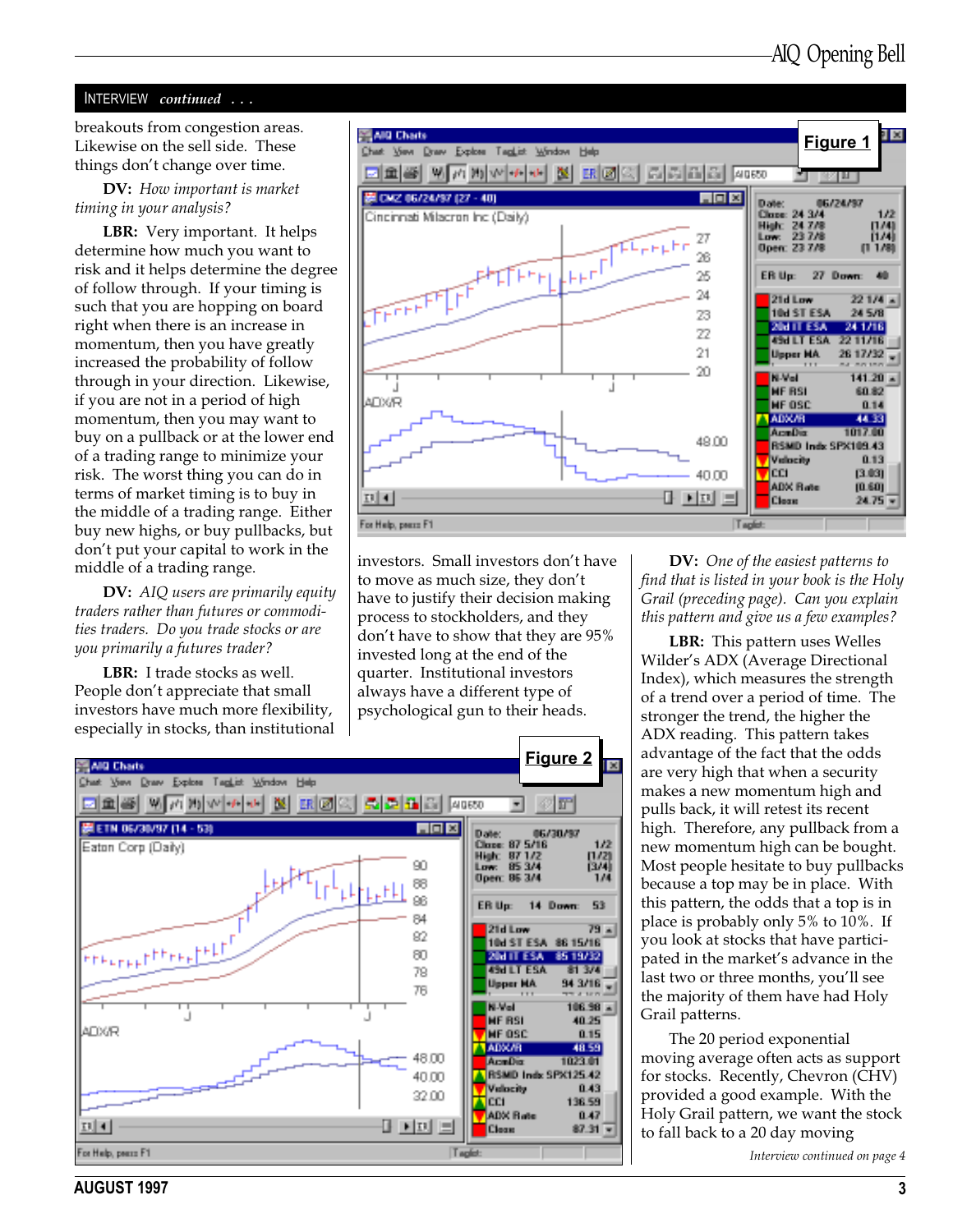INTERVIEW *continued . . .*

breakouts from congestion areas. Likewise on the sell side. These things don't change over time.

**DV:** *How important is market timing in your analysis?*

**LBR:** Very important. It helps determine how much you want to risk and it helps determine the degree of follow through. If your timing is such that you are hopping on board right when there is an increase in momentum, then you have greatly increased the probability of follow through in your direction. Likewise, if you are not in a period of high momentum, then you may want to buy on a pullback or at the lower end of a trading range to minimize your risk. The worst thing you can do in terms of market timing is to buy in the middle of a trading range. Either buy new highs, or buy pullbacks, but don't put your capital to work in the middle of a trading range.

**DV:** *AIQ users are primarily equity traders rather than futures or commodities traders. Do you trade stocks or are you primarily a futures trader?*

**LBR:** I trade stocks as well. People don't appreciate that small investors have much more flexibility, especially in stocks, than institutional investors. Small investors don't have to move as much size, they don't have to justify their decision making process to stockholders, and they don't have to show that they are 95% invested long at the end of the quarter. Institutional investors always have a different type of psychological gun to their heads.

**Figure 1**

AIQ Charts

CMZ 06/24/97 (27 - 40)

Cincinnati Milacron Inc (Daily)

27
26
25
24
23
22
21
20

J
J

ADX/R

48.00
40.00

Date: 06/24/97
Close: 24 3/4 1/2
High: 24 7/8 (1/4)
Low: 23 7/8 (1/4)
Open: 23 7/8 (1 1/8)

ER Up: 27 Down: 40

21d Low 22 1/4
10d ST ESA 24 5/8
20d IT ESA 24 1/16
40d LT ESA 22 11/16
Upper MA 26 17/32

N-Vol 141.20
MF RSI 60.82
MF OSC 0.14
ADX/R 44.33
AcmDis 1017.00
RSMD Indx SPX109.43
Velocity 0.13
CCI (3.03)
ADX Rate (0.60)
Close 24.75

For Help, press F1

**DV:** *One of the easiest patterns to find that is listed in your book is the Holy Grail (preceding page). Can you explain this pattern and give us a few examples?*

**LBR:** This pattern uses Welles Wilder's ADX (Average Directional Index), which measures the strength of a trend over a period of time. The stronger the trend, the higher the ADX reading. This pattern takes advantage of the fact that the odds are very high that when a security makes a new momentum high and pulls back, it will retest its recent high. Therefore, any pullback from a new momentum high can be bought. Most people hesitate to buy pullbacks because a top may be in place. With this pattern, the odds that a top is in place is probably only 5% to 10%. If you look at stocks that have participated in the market's advance in the last two or three months, you'll see the majority of them have had Holy Grail patterns.

The 20 period exponential moving average often acts as support for stocks. Recently, Chevron (CHV) provided a good example. With the Holy Grail pattern, we want the stock to fall back to a 20 day moving

*Interview continued on page 4*

**Figure 2**

AIQ Charts

ETN 06/30/97 (14 - 53)

Eaton Corp (Daily)

90
88
86
84
82
80
78
76

J
J

ADX/R

48.00
40.00
32.00

Date: 06/30/97
Close: 87 5/16 1/2
High: 87 1/2 (1/2)
Low: 85 3/4 (3/4)
Open: 86 3/4 1/4

ER Up: 14 Down: 53

21d Low 79
10d ST ESA 86 15/16
20d IT ESA 85 19/32
40d LT ESA 81 3/4
Upper MA 94 3/16

N-Vol 106.98
MF RSI 40.25
MF OSC 0.15
ADX/R 48.59
AcmDis 1023.01
RSMD Indx SPX125.42
Velocity 0.43
CCI 136.59
ADX Rate 0.47
Close 87.31

For Help, press F1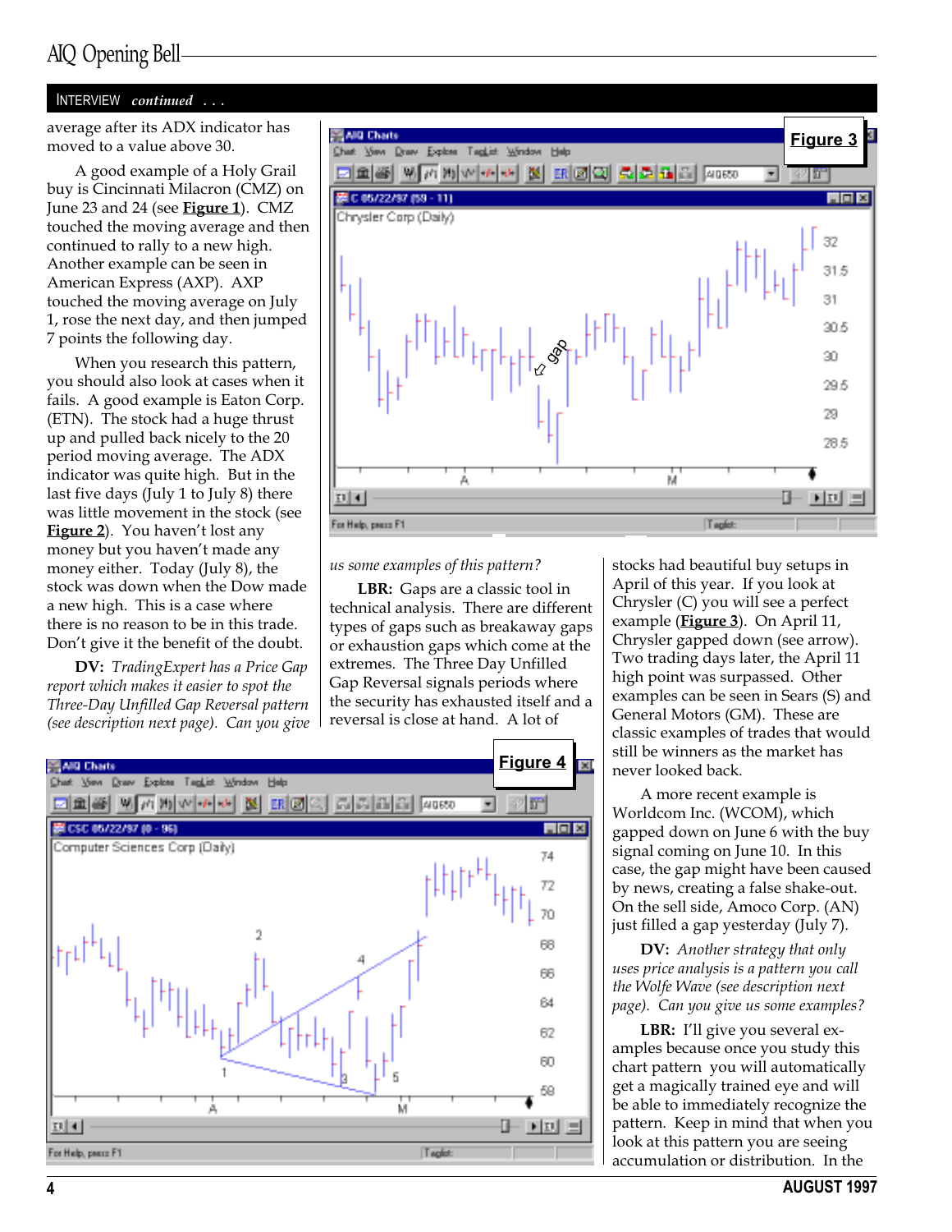## INTERVIEW *continued . . .*

average after its ADX indicator has moved to a value above 30.

A good example of a Holy Grail buy is Cincinnati Milacron (CMZ) on June 23 and 24 (see **Figure 1**). CMZ touched the moving average and then continued to rally to a new high. Another example can be seen in American Express (AXP). AXP touched the moving average on July 1, rose the next day, and then jumped 7 points the following day.

When you research this pattern, you should also look at cases when it fails. A good example is Eaton Corp. (ETN). The stock had a huge thrust up and pulled back nicely to the 20 period moving average. The ADX indicator was quite high. But in the last five days (July 1 to July 8) there was little movement in the stock (see **Figure 2**). You haven't lost any money but you haven't made any money either. Today (July 8), the stock was down when the Dow made a new high. This is a case where there is no reason to be in this trade. Don't give it the benefit of the doubt.

**DV:** *TradingExpert has a Price Gap report which makes it easier to spot the Three-Day Unfilled Gap Reversal pattern (see description next page). Can you give us some examples of this pattern?*

**LBR:** Gaps are a classic tool in technical analysis. There are different types of gaps such as breakaway gaps or exhaustion gaps which come at the extremes. The Three Day Unfilled Gap Reversal signals periods where the security has exhausted itself and a reversal is close at hand. A lot of stocks had beautiful buy setups in April of this year. If you look at Chrysler (C) you will see a perfect example (**Figure 3**). On April 11, Chrysler gapped down (see arrow). Two trading days later, the April 11 high point was surpassed. Other examples can be seen in Sears (S) and General Motors (GM). These are classic examples of trades that would still be winners as the market has never looked back.

**Figure 3**

**Figure 4**

A more recent example is Worldcom Inc. (WCOM), which gapped down on June 6 with the buy signal coming on June 10. In this case, the gap might have been caused by news, creating a false shake-out. On the sell side, Amoco Corp. (AN) just filled a gap yesterday (July 7).

**DV:** *Another strategy that only uses price analysis is a pattern you call the Wolfe Wave (see description next page). Can you give us some examples?*

**LBR:** I'll give you several examples because once you study this chart pattern you will automatically get a magically trained eye and will be able to immediately recognize the pattern. Keep in mind that when you look at this pattern you are seeing accumulation or distribution. In the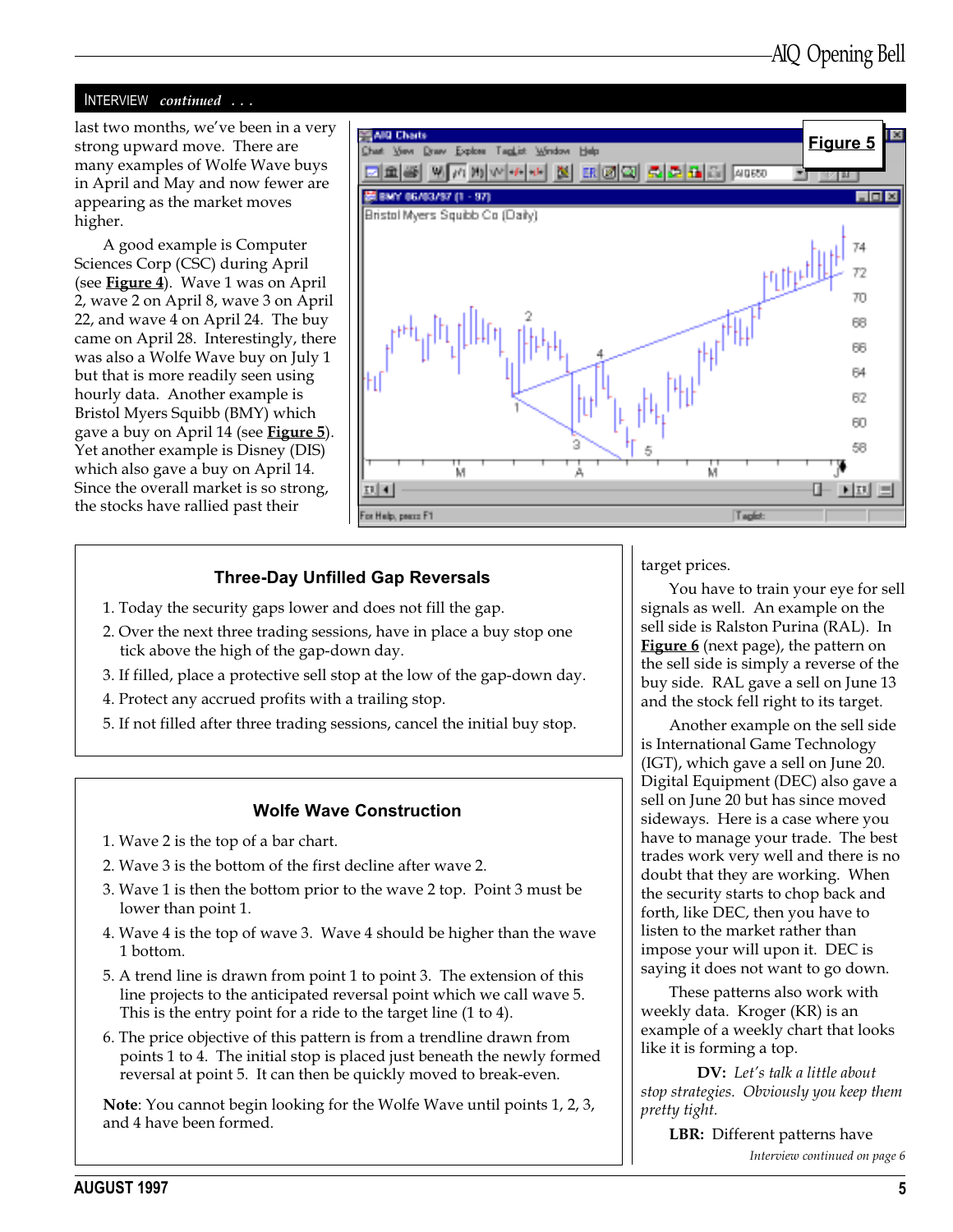## INTERVIEW *continued . . .*

last two months, we've been in a very strong upward move. There are many examples of Wolfe Wave buys in April and May and now fewer are appearing as the market moves higher.

A good example is Computer Sciences Corp (CSC) during April (see **Figure 4**). Wave 1 was on April 2, wave 2 on April 8, wave 3 on April 22, and wave 4 on April 24. The buy came on April 28. Interestingly, there was also a Wolfe Wave buy on July 1 but that is more readily seen using hourly data. Another example is Bristol Myers Squibb (BMY) which gave a buy on April 14 (see **Figure 5**). Yet another example is Disney (DIS) which also gave a buy on April 14. Since the overall market is so strong, the stocks have rallied past their target prices.

**Figure 5**

You have to train your eye for sell signals as well. An example on the sell side is Ralston Purina (RAL). In **Figure 6** (next page), the pattern on the sell side is simply a reverse of the buy side. RAL gave a sell on June 13 and the stock fell right to its target.

Another example on the sell side is International Game Technology (IGT), which gave a sell on June 20. Digital Equipment (DEC) also gave a sell on June 20 but has since moved sideways. Here is a case where you have to manage your trade. The best trades work very well and there is no doubt that they are working. When the security starts to chop back and forth, like DEC, then you have to listen to the market rather than impose your will upon it. DEC is saying it does not want to go down.

These patterns also work with weekly data. Kroger (KR) is an example of a weekly chart that looks like it is forming a top.

**DV:** *Let's talk a little about stop strategies. Obviously you keep them pretty tight.*

**LBR:** Different patterns have

*Interview continued on page 6*

---

### Three-Day Unfilled Gap Reversals

1. Today the security gaps lower and does not fill the gap.
2. Over the next three trading sessions, have in place a buy stop one tick above the high of the gap-down day.
3. If filled, place a protective sell stop at the low of the gap-down day.
4. Protect any accrued profits with a trailing stop.
5. If not filled after three trading sessions, cancel the initial buy stop.

---

### Wolfe Wave Construction

1. Wave 2 is the top of a bar chart.
2. Wave 3 is the bottom of the first decline after wave 2.
3. Wave 1 is then the bottom prior to the wave 2 top. Point 3 must be lower than point 1.
4. Wave 4 is the top of wave 3. Wave 4 should be higher than the wave 1 bottom.
5. A trend line is drawn from point 1 to point 3. The extension of this line projects to the anticipated reversal point which we call wave 5. This is the entry point for a ride to the target line (1 to 4).
6. The price objective of this pattern is from a trendline drawn from points 1 to 4. The initial stop is placed just beneath the newly formed reversal at point 5. It can then be quickly moved to break-even.

**Note**: You cannot begin looking for the Wolfe Wave until points 1, 2, 3, and 4 have been formed.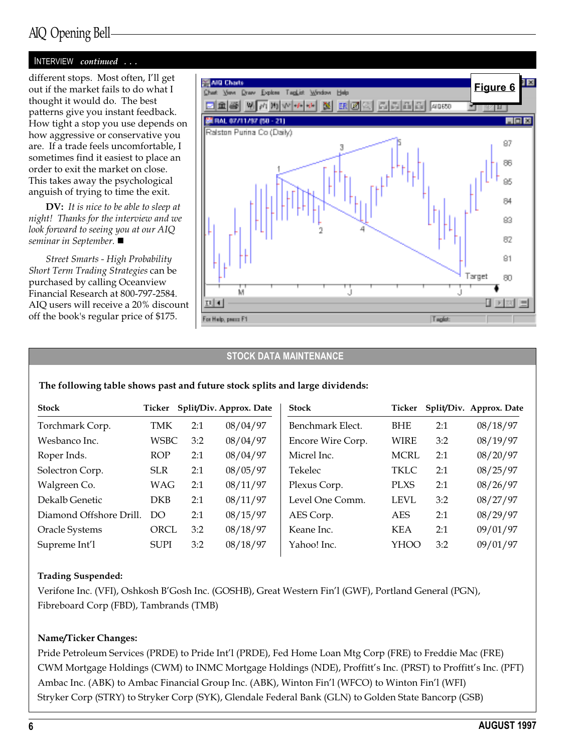INTERVIEW *continued . . .*

different stops. Most often, I'll get out if the market fails to do what I thought it would do. The best patterns give you instant feedback. How tight a stop you use depends on how aggressive or conservative you are. If a trade feels uncomfortable, I sometimes find it easiest to place an order to exit the market on close. This takes away the psychological anguish of trying to time the exit.

**DV:** *It is nice to be able to sleep at night! Thanks for the interview and we look forward to seeing you at our AIQ seminar in September.* ■

*Street Smarts - High Probability Short Term Trading Strategies* can be purchased by calling Oceanview Financial Research at 800-797-2584. AIQ users will receive a 20% discount off the book's regular price of $175.

Figure 6

## STOCK DATA MAINTENANCE

**The following table shows past and future stock splits and large dividends:**

| Stock | Ticker | Split/Div. | Approx. Date |
|---|---|---|---|
| Torchmark Corp. | TMK | 2:1 | 08/04/97 |
| Wesbanco Inc. | WSBC | 3:2 | 08/04/97 |
| Roper Inds. | ROP | 2:1 | 08/04/97 |
| Solectron Corp. | SLR | 2:1 | 08/05/97 |
| Walgreen Co. | WAG | 2:1 | 08/11/97 |
| Dekalb Genetic | DKB | 2:1 | 08/11/97 |
| Diamond Offshore Drill. | DO | 2:1 | 08/15/97 |
| Oracle Systems | ORCL | 3:2 | 08/18/97 |
| Supreme Int'l | SUPI | 3:2 | 08/18/97 |
| Benchmark Elect. | BHE | 2:1 | 08/18/97 |
| Encore Wire Corp. | WIRE | 3:2 | 08/19/97 |
| Micrel Inc. | MCRL | 2:1 | 08/20/97 |
| Tekelec | TKLC | 2:1 | 08/25/97 |
| Plexus Corp. | PLXS | 2:1 | 08/26/97 |
| Level One Comm. | LEVL | 3:2 | 08/27/97 |
| AES Corp. | AES | 2:1 | 08/29/97 |
| Keane Inc. | KEA | 2:1 | 09/01/97 |
| Yahoo! Inc. | YHOO | 3:2 | 09/01/97 |

**Trading Suspended:**

Verifone Inc. (VFI), Oshkosh B'Gosh Inc. (GOSHB), Great Western Fin'l (GWF), Portland General (PGN), Fibreboard Corp (FBD), Tambrands (TMB)

**Name/Ticker Changes:**

Pride Petroleum Services (PRDE) to Pride Int'l (PRDE), Fed Home Loan Mtg Corp (FRE) to Freddie Mac (FRE)
CWM Mortgage Holdings (CWM) to INMC Mortgage Holdings (NDE), Proffitt's Inc. (PRST) to Proffitt's Inc. (PFT)
Ambac Inc. (ABK) to Ambac Financial Group Inc. (ABK), Winton Fin'l (WFCO) to Winton Fin'l (WFI)
Stryker Corp (STRY) to Stryker Corp (SYK), Glendale Federal Bank (GLN) to Golden State Bancorp (GSB)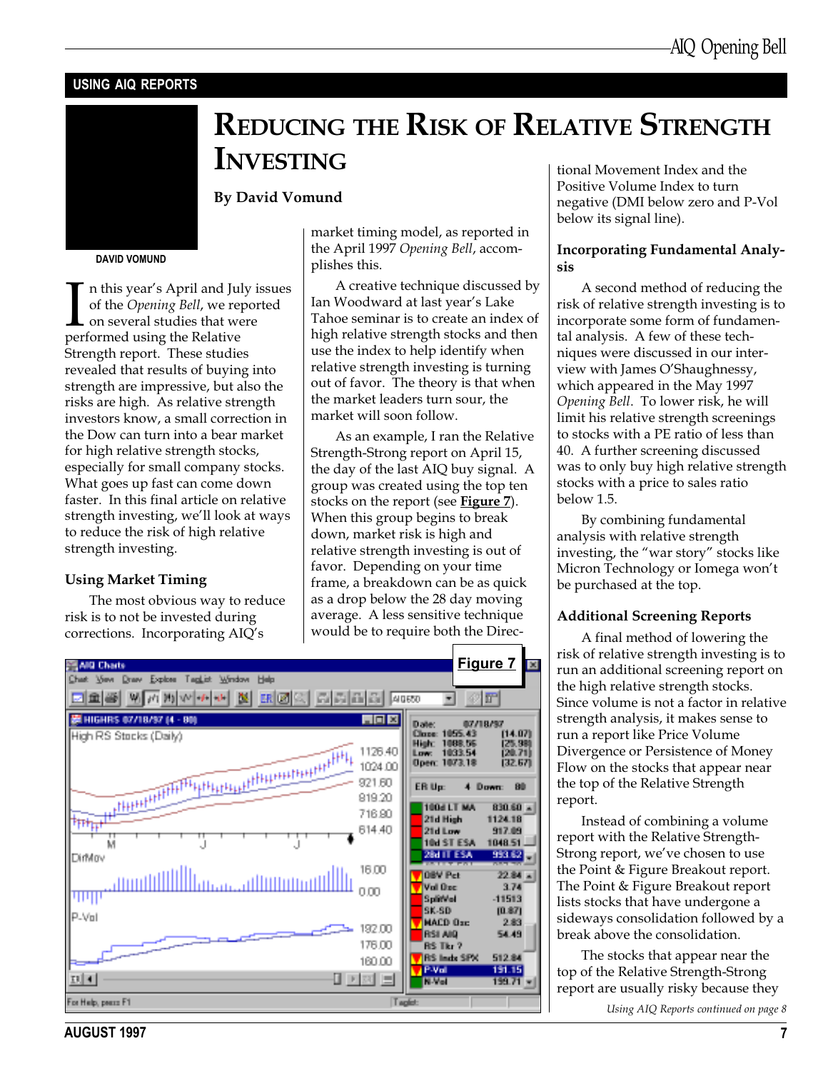## USING AIQ REPORTS

# Reducing the Risk of Relative Strength Investing

**By David Vomund**

DAVID VOMUND

In this year's April and July issues of the *Opening Bell*, we reported on several studies that were performed using the Relative Strength report. These studies revealed that results of buying into strength are impressive, but also the risks are high. As relative strength investors know, a small correction in the Dow can turn into a bear market for high relative strength stocks, especially for small company stocks. What goes up fast can come down faster. In this final article on relative strength investing, we'll look at ways to reduce the risk of high relative strength investing.

### Using Market Timing

The most obvious way to reduce risk is to not be invested during corrections. Incorporating AIQ's market timing model, as reported in the April 1997 *Opening Bell*, accomplishes this.

A creative technique discussed by Ian Woodward at last year's Lake Tahoe seminar is to create an index of high relative strength stocks and then use the index to help identify when relative strength investing is turning out of favor. The theory is that when the market leaders turn sour, the market will soon follow.

As an example, I ran the Relative Strength-Strong report on April 15, the day of the last AIQ buy signal. A group was created using the top ten stocks on the report (see **Figure 7**). When this group begins to break down, market risk is high and relative strength investing is out of favor. Depending on your time frame, a breakdown can be as quick as a drop below the 28 day moving average. A less sensitive technique would be to require both the Directional Movement Index and the Positive Volume Index to turn negative (DMI below zero and P-Vol below its signal line).

**Figure 7**

### Incorporating Fundamental Analysis

A second method of reducing the risk of relative strength investing is to incorporate some form of fundamental analysis. A few of these techniques were discussed in our interview with James O'Shaughnessy, which appeared in the May 1997 *Opening Bell*. To lower risk, he will limit his relative strength screenings to stocks with a PE ratio of less than 40. A further screening discussed was to only buy high relative strength stocks with a price to sales ratio below 1.5.

By combining fundamental analysis with relative strength investing, the "war story" stocks like Micron Technology or Iomega won't be purchased at the top.

### Additional Screening Reports

A final method of lowering the risk of relative strength investing is to run an additional screening report on the high relative strength stocks. Since volume is not a factor in relative strength analysis, it makes sense to run a report like Price Volume Divergence or Persistence of Money Flow on the stocks that appear near the top of the Relative Strength report.

Instead of combining a volume report with the Relative Strength-Strong report, we've chosen to use the Point & Figure Breakout report. The Point & Figure Breakout report lists stocks that have undergone a sideways consolidation followed by a break above the consolidation.

The stocks that appear near the top of the Relative Strength-Strong report are usually risky because they

*Using AIQ Reports continued on page 8*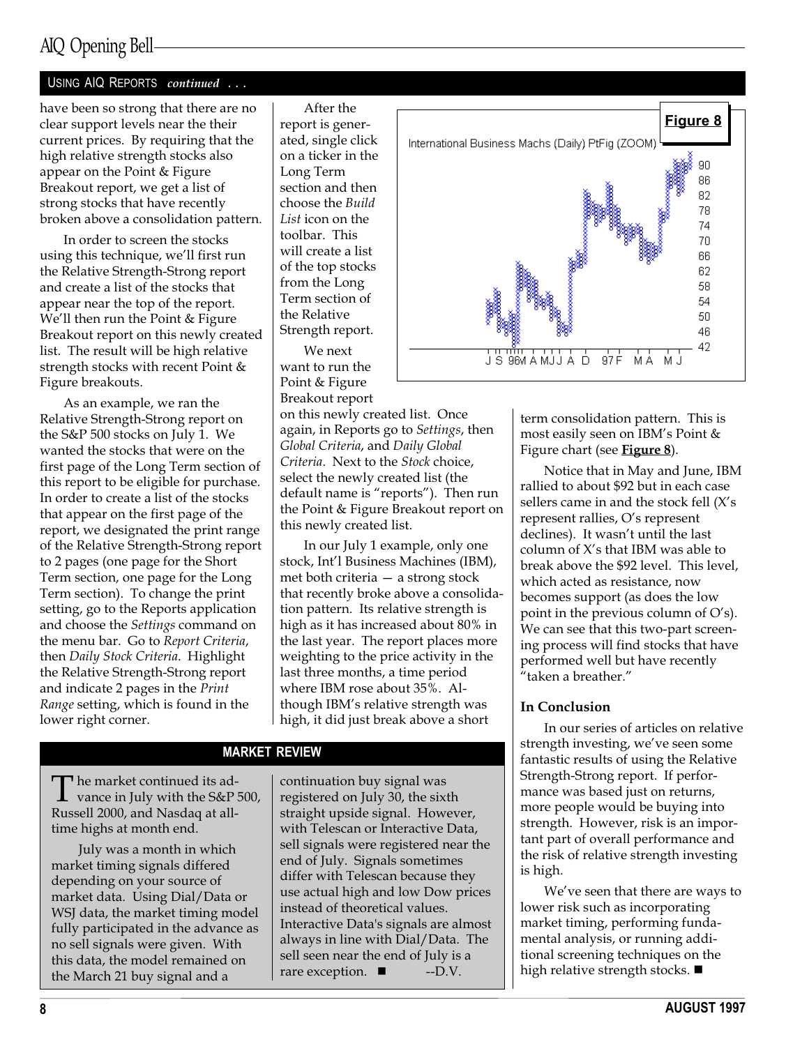## USING AIQ REPORTS *continued* . . .

have been so strong that there are no clear support levels near the their current prices. By requiring that the high relative strength stocks also appear on the Point & Figure Breakout report, we get a list of strong stocks that have recently broken above a consolidation pattern.

In order to screen the stocks using this technique, we'll first run the Relative Strength-Strong report and create a list of the stocks that appear near the top of the report. We'll then run the Point & Figure Breakout report on this newly created list. The result will be high relative strength stocks with recent Point & Figure breakouts.

As an example, we ran the Relative Strength-Strong report on the S&P 500 stocks on July 1. We wanted the stocks that were on the first page of the Long Term section of this report to be eligible for purchase. In order to create a list of the stocks that appear on the first page of the report, we designated the print range of the Relative Strength-Strong report to 2 pages (one page for the Short Term section, one page for the Long Term section). To change the print setting, go to the Reports application and choose the *Settings* command on the menu bar. Go to *Report Criteria*, then *Daily Stock Criteria*. Highlight the Relative Strength-Strong report and indicate 2 pages in the *Print Range* setting, which is found in the lower right corner.

After the report is generated, single click on a ticker in the Long Term section and then choose the *Build List* icon on the toolbar. This will create a list of the top stocks from the Long Term section of the Relative Strength report.

We next want to run the Point & Figure Breakout report on this newly created list. Once again, in Reports go to *Settings*, then *Global Criteria*, and *Daily Global Criteria*. Next to the *Stock* choice, select the newly created list (the default name is "reports"). Then run the Point & Figure Breakout report on this newly created list.

In our July 1 example, only one stock, Int'l Business Machines (IBM), met both criteria — a strong stock that recently broke above a consolidation pattern. Its relative strength is high as it has increased about 80% in the last year. The report places more weighting to the price activity in the last three months, a time period where IBM rose about 35%. Although IBM's relative strength was high, it did just break above a short term consolidation pattern. This is most easily seen on IBM's Point & Figure chart (see **Figure 8**).

**Figure 8**

International Business Machs (Daily) PtFig (ZOOM)

90
86
82
78
74
70
66
62
58
54
50
46
42

J S 96M A M J J A D 97F M A M J

Notice that in May and June, IBM rallied to about $92 but in each case sellers came in and the stock fell (X's represent rallies, O's represent declines). It wasn't until the last column of X's that IBM was able to break above the $92 level. This level, which acted as resistance, now becomes support (as does the low point in the previous column of O's). We can see that this two-part screening process will find stocks that have performed well but have recently "taken a breather."

### In Conclusion

In our series of articles on relative strength investing, we've seen some fantastic results of using the Relative Strength-Strong report. If performance was based just on returns, more people would be buying into strength. However, risk is an important part of overall performance and the risk of relative strength investing is high.

We've seen that there are ways to lower risk such as incorporating market timing, performing fundamental analysis, or running additional screening techniques on the high relative strength stocks. ■

## MARKET REVIEW

The market continued its advance in July with the S&P 500, Russell 2000, and Nasdaq at all-time highs at month end.

July was a month in which market timing signals differed depending on your source of market data. Using Dial/Data or WSJ data, the market timing model fully participated in the advance as no sell signals were given. With this data, the model remained on the March 21 buy signal and a continuation buy signal was registered on July 30, the sixth straight upside signal. However, with Telescan or Interactive Data, sell signals were registered near the end of July. Signals sometimes differ with Telescan because they use actual high and low Dow prices instead of theoretical values. Interactive Data's signals are almost always in line with Dial/Data. The sell seen near the end of July is a rare exception. ■ --D.V.